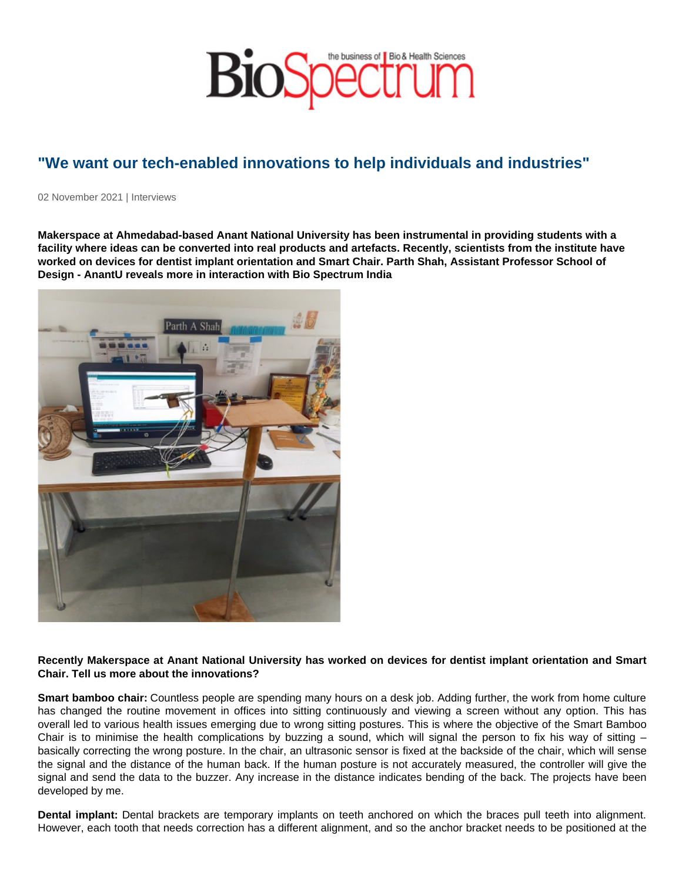# "We want our tech-enabled innovations to help individuals and industries"

02 November 2021 | Interviews

**Makerspace at Ahmedabad-based Anant National University has been instrumental in providing students with a facility where ideas can be converted into real products and artefacts. Recently, scientists from the institute have worked on devices for dentist implant orientation and Smart Chair. Parth Shah, Assistant Professor School of Design - AnantU reveals more in interaction with Bio Spectrum India**

**Recently Makerspace at Anant National University has worked on devices for dentist implant orientation and Smart Chair. Tell us more about the innovations?**

**Smart bamboo chair:** Countless people are spending many hours on a desk job. Adding further, the work from home culture has changed the routine movement in offices into sitting continuously and viewing a screen without any option. This has overall led to various health issues emerging due to wrong sitting postures. This is where the objective of the Smart Bamboo Chair is to minimise the health complications by buzzing a sound, which will signal the person to fix his way of sitting – basically correcting the wrong posture. In the chair, an ultrasonic sensor is fixed at the backside of the chair, which will sense the signal and the distance of the human back. If the human posture is not accurately measured, the controller will give the signal and send the data to the buzzer. Any increase in the distance indicates bending of the back. The projects have been developed by me.

**Dental implant:** Dental brackets are temporary implants on teeth anchored on which the braces pull teeth into alignment. However, each tooth that needs correction has a different alignment, and so the anchor bracket needs to be positioned at the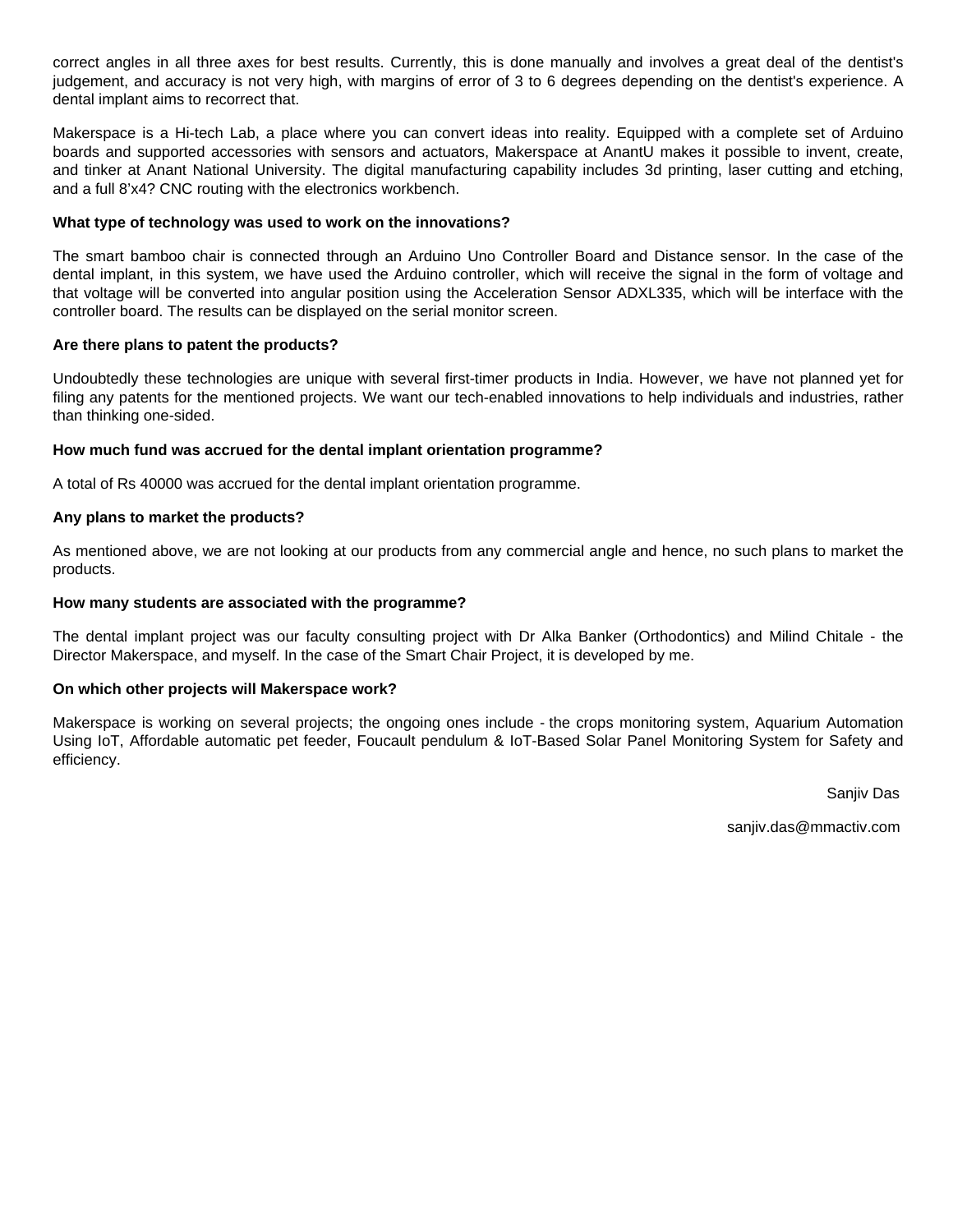correct angles in all three axes for best results. Currently, this is done manually and involves a great deal of the dentist's judgement, and accuracy is not very high, with margins of error of 3 to 6 degrees depending on the dentist's experience. A dental implant aims to recorrect that.

Makerspace is a Hi-tech Lab, a place where you can convert ideas into reality. Equipped with a complete set of Arduino boards and supported accessories with sensors and actuators, Makerspace at AnantU makes it possible to invent, create, and tinker at Anant National University. The digital manufacturing capability includes 3d printing, laser cutting and etching, and a full 8'x4? CNC routing with the electronics workbench.

**What type of technology was used to work on the innovations?**

The smart bamboo chair is connected through an Arduino Uno Controller Board and Distance sensor. In the case of the dental implant, in this system, we have used the Arduino controller, which will receive the signal in the form of voltage and that voltage will be converted into angular position using the Acceleration Sensor ADXL335, which will be interface with the controller board. The results can be displayed on the serial monitor screen.

**Are there plans to patent the products?**

Undoubtedly these technologies are unique with several first-timer products in India. However, we have not planned yet for filing any patents for the mentioned projects. We want our tech-enabled innovations to help individuals and industries, rather than thinking one-sided.

**How much fund was accrued for the dental implant orientation programme?**

A total of Rs 40000 was accrued for the dental implant orientation programme.

**Any plans to market the products?**

As mentioned above, we are not looking at our products from any commercial angle and hence, no such plans to market the products.

**How many students are associated with the programme?**

The dental implant project was our faculty consulting project with Dr Alka Banker (Orthodontics) and Milind Chitale - the Director Makerspace, and myself. In the case of the Smart Chair Project, it is developed by me.

**On which other projects will Makerspace work?**

Makerspace is working on several projects; the ongoing ones include - the crops monitoring system, Aquarium Automation Using IoT, Affordable automatic pet feeder, Foucault pendulum & IoT-Based Solar Panel Monitoring System for Safety and efficiency.

Sanjiv Das

sanjiv.das@mmactiv.com